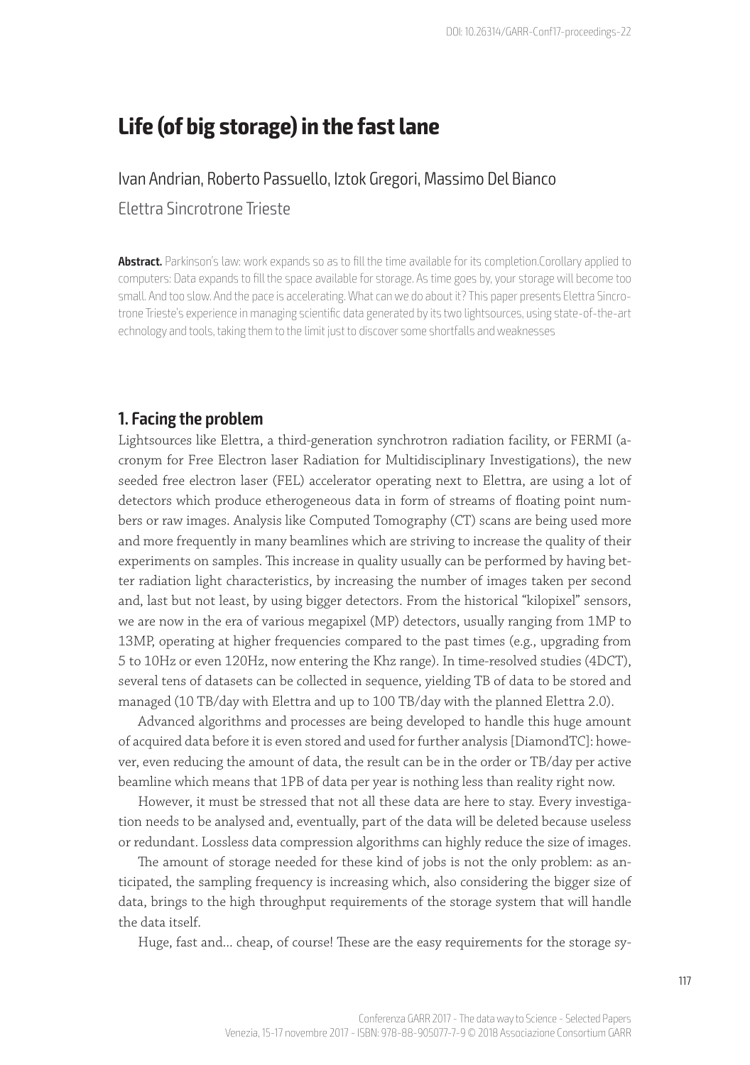# Life (of big storage) in the fast lane

Ivan Andrian, Roberto Passuello, Iztok Gregori, Massimo Del Bianco

Elettra Sincrotrone Trieste

**Abstract.** Parkinson's law: work expands so as to fill the time available for its completion.Corollary applied to computers: Data expands to fill the space available for storage. As time goes by, your storage will become too small. And too slow. And the pace is accelerating. What can we do about it? This paper presents Elettra Sincrotrone Trieste's experience in managing scientific data generated by its two lightsources, using state-of-the-art echnology and tools, taking them to the limit just to discover some shortfalls and weaknesses

## 1. Facing the problem

Lightsources like Elettra, a third-generation synchrotron radiation facility, or FERMI (acronym for Free Electron laser Radiation for Multidisciplinary Investigations), the new seeded free electron laser (FEL) accelerator operating next to Elettra, are using a lot of detectors which produce etherogeneous data in form of streams of floating point numbers or raw images. Analysis like Computed Tomography (CT) scans are being used more and more frequently in many beamlines which are striving to increase the quality of their experiments on samples. This increase in quality usually can be performed by having better radiation light characteristics, by increasing the number of images taken per second and, last but not least, by using bigger detectors. From the historical "kilopixel" sensors, we are now in the era of various megapixel (MP) detectors, usually ranging from 1MP to 13MP, operating at higher frequencies compared to the past times (e.g., upgrading from 5 to 10Hz or even 120Hz, now entering the Khz range). In time-resolved studies (4DCT), several tens of datasets can be collected in sequence, yielding TB of data to be stored and managed (10 TB/day with Elettra and up to 100 TB/day with the planned Elettra 2.0).

Advanced algorithms and processes are being developed to handle this huge amount of acquired data before it is even stored and used for further analysis [DiamondTC]: however, even reducing the amount of data, the result can be in the order or TB/day per active beamline which means that 1PB of data per year is nothing less than reality right now.

However, it must be stressed that not all these data are here to stay. Every investigation needs to be analysed and, eventually, part of the data will be deleted because useless or redundant. Lossless data compression algorithms can highly reduce the size of images.

The amount of storage needed for these kind of jobs is not the only problem: as anticipated, the sampling frequency is increasing which, also considering the bigger size of data, brings to the high throughput requirements of the storage system that will handle the data itself.

Huge, fast and... cheap, of course! These are the easy requirements for the storage sy-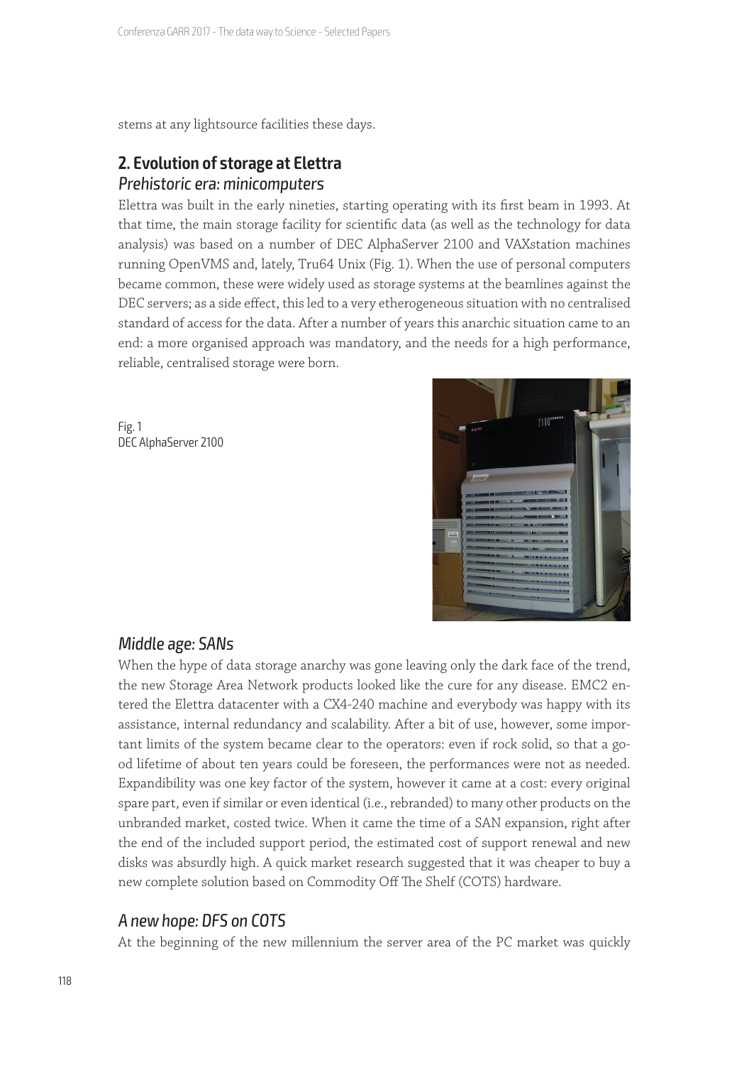stems at any lightsource facilities these days.

## 2. Evolution of storage at Elettra

### *Prehistoric era: minicomputers*

Elettra was built in the early nineties, starting operating with its first beam in 1993. At that time, the main storage facility for scientific data (as well as the technology for data analysis) was based on a number of DEC AlphaServer 2100 and VAXstation machines running OpenVMS and, lately, Tru64 Unix (Fig. 1). When the use of personal computers became common, these were widely used as storage systems at the beamlines against the DEC servers; as a side effect, this led to a very etherogeneous situation with no centralised standard of access for the data. After a number of years this anarchic situation came to an end: a more organised approach was mandatory, and the needs for a high performance, reliable, centralised storage were born.

Fig. 1
DEC AlphaServer 2100

### *Middle age: SANs*

When the hype of data storage anarchy was gone leaving only the dark face of the trend, the new Storage Area Network products looked like the cure for any disease. EMC2 entered the Elettra datacenter with a CX4-240 machine and everybody was happy with its assistance, internal redundancy and scalability. After a bit of use, however, some important limits of the system became clear to the operators: even if rock solid, so that a good lifetime of about ten years could be foreseen, the performances were not as needed. Expandibility was one key factor of the system, however it came at a cost: every original spare part, even if similar or even identical (i.e., rebranded) to many other products on the unbranded market, costed twice. When it came the time of a SAN expansion, right after the end of the included support period, the estimated cost of support renewal and new disks was absurdly high. A quick market research suggested that it was cheaper to buy a new complete solution based on Commodity Off The Shelf (COTS) hardware.

### *A new hope: DFS on COTS*

At the beginning of the new millennium the server area of the PC market was quickly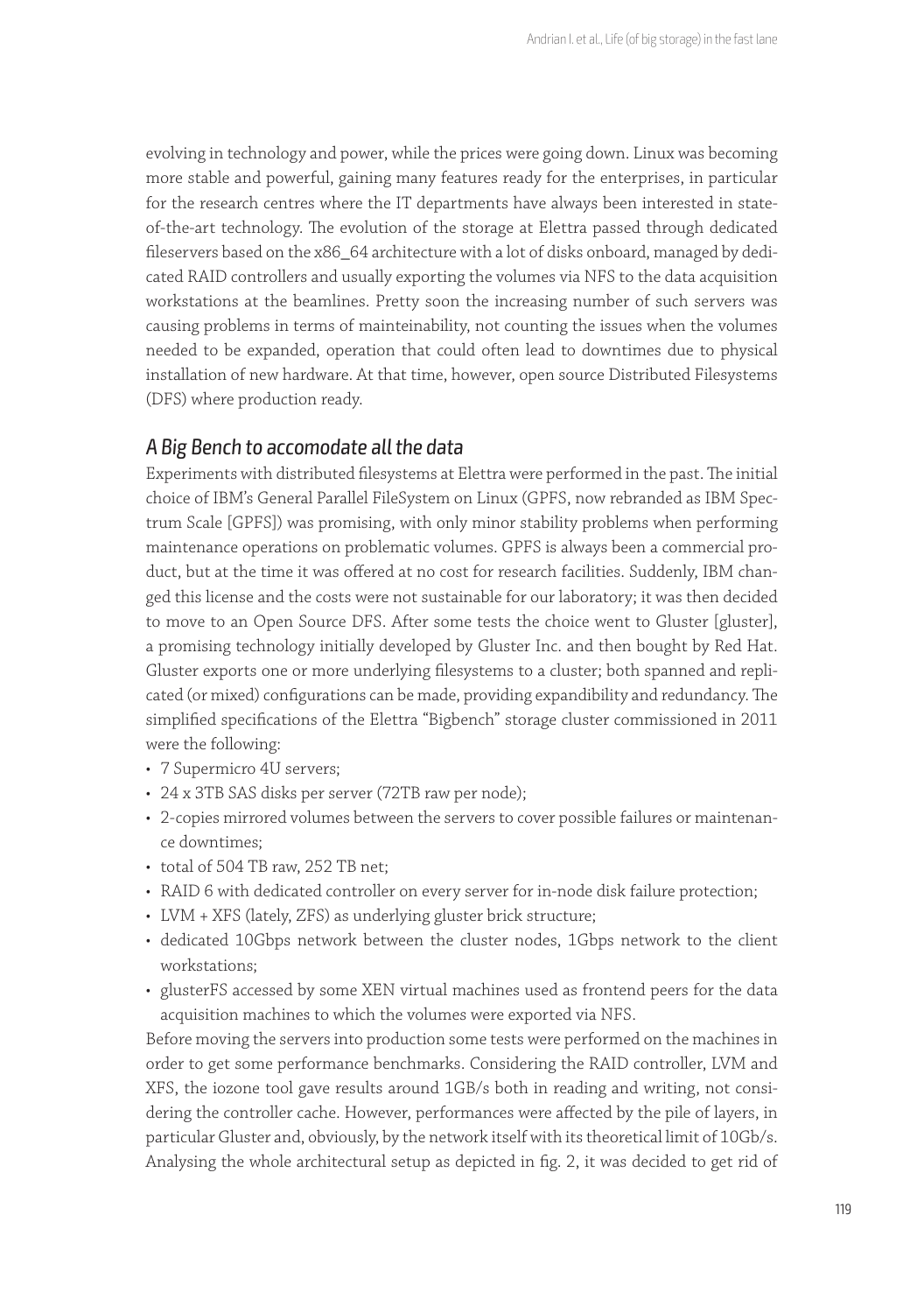evolving in technology and power, while the prices were going down. Linux was becoming more stable and powerful, gaining many features ready for the enterprises, in particular for the research centres where the IT departments have always been interested in state-of-the-art technology. The evolution of the storage at Elettra passed through dedicated fileservers based on the x86_64 architecture with a lot of disks onboard, managed by dedicated RAID controllers and usually exporting the volumes via NFS to the data acquisition workstations at the beamlines. Pretty soon the increasing number of such servers was causing problems in terms of mainteinability, not counting the issues when the volumes needed to be expanded, operation that could often lead to downtimes due to physical installation of new hardware. At that time, however, open source Distributed Filesystems (DFS) where production ready.

## *A Big Bench to accomodate all the data*

Experiments with distributed filesystems at Elettra were performed in the past. The initial choice of IBM's General Parallel FileSystem on Linux (GPFS, now rebranded as IBM Spectrum Scale [GPFS]) was promising, with only minor stability problems when performing maintenance operations on problematic volumes. GPFS is always been a commercial product, but at the time it was offered at no cost for research facilities. Suddenly, IBM changed this license and the costs were not sustainable for our laboratory; it was then decided to move to an Open Source DFS. After some tests the choice went to Gluster [gluster], a promising technology initially developed by Gluster Inc. and then bought by Red Hat. Gluster exports one or more underlying filesystems to a cluster; both spanned and replicated (or mixed) configurations can be made, providing expandibility and redundancy. The simplified specifications of the Elettra "Bigbench" storage cluster commissioned in 2011 were the following:

- 7 Supermicro 4U servers;
- 24 x 3TB SAS disks per server (72TB raw per node);
- 2-copies mirrored volumes between the servers to cover possible failures or maintenance downtimes;
- total of 504 TB raw, 252 TB net;
- RAID 6 with dedicated controller on every server for in-node disk failure protection;
- LVM + XFS (lately, ZFS) as underlying gluster brick structure;
- dedicated 10Gbps network between the cluster nodes, 1Gbps network to the client workstations;
- glusterFS accessed by some XEN virtual machines used as frontend peers for the data acquisition machines to which the volumes were exported via NFS.

Before moving the servers into production some tests were performed on the machines in order to get some performance benchmarks. Considering the RAID controller, LVM and XFS, the iozone tool gave results around 1GB/s both in reading and writing, not considering the controller cache. However, performances were affected by the pile of layers, in particular Gluster and, obviously, by the network itself with its theoretical limit of 10Gb/s. Analysing the whole architectural setup as depicted in fig. 2, it was decided to get rid of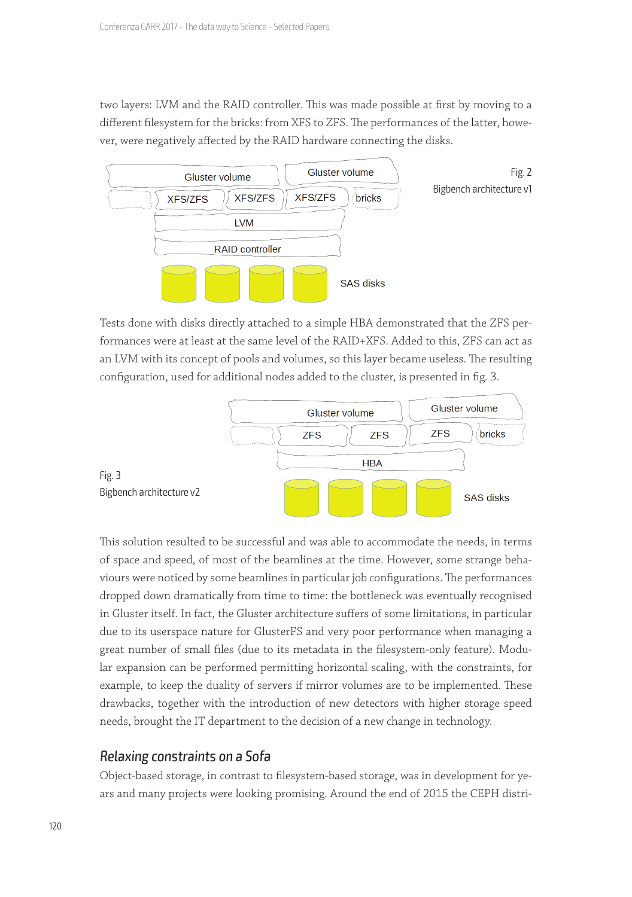two layers: LVM and the RAID controller. This was made possible at first by moving to a different filesystem for the bricks: from XFS to ZFS. The performances of the latter, however, were negatively affected by the RAID hardware connecting the disks.

Fig. 2
Bigbench architecture v1

Tests done with disks directly attached to a simple HBA demonstrated that the ZFS performances were at least at the same level of the RAID+XFS. Added to this, ZFS can act as an LVM with its concept of pools and volumes, so this layer became useless. The resulting configuration, used for additional nodes added to the cluster, is presented in fig. 3.

Fig. 3
Bigbench architecture v2

This solution resulted to be successful and was able to accommodate the needs, in terms of space and speed, of most of the beamlines at the time. However, some strange behaviours were noticed by some beamlines in particular job configurations. The performances dropped down dramatically from time to time: the bottleneck was eventually recognised in Gluster itself. In fact, the Gluster architecture suffers of some limitations, in particular due to its userspace nature for GlusterFS and very poor performance when managing a great number of small files (due to its metadata in the filesystem-only feature). Modular expansion can be performed permitting horizontal scaling, with the constraints, for example, to keep the duality of servers if mirror volumes are to be implemented. These drawbacks, together with the introduction of new detectors with higher storage speed needs, brought the IT department to the decision of a new change in technology.

## *Relaxing constraints on a Sofa*

Object-based storage, in contrast to filesystem-based storage, was in development for years and many projects were looking promising. Around the end of 2015 the CEPH distri-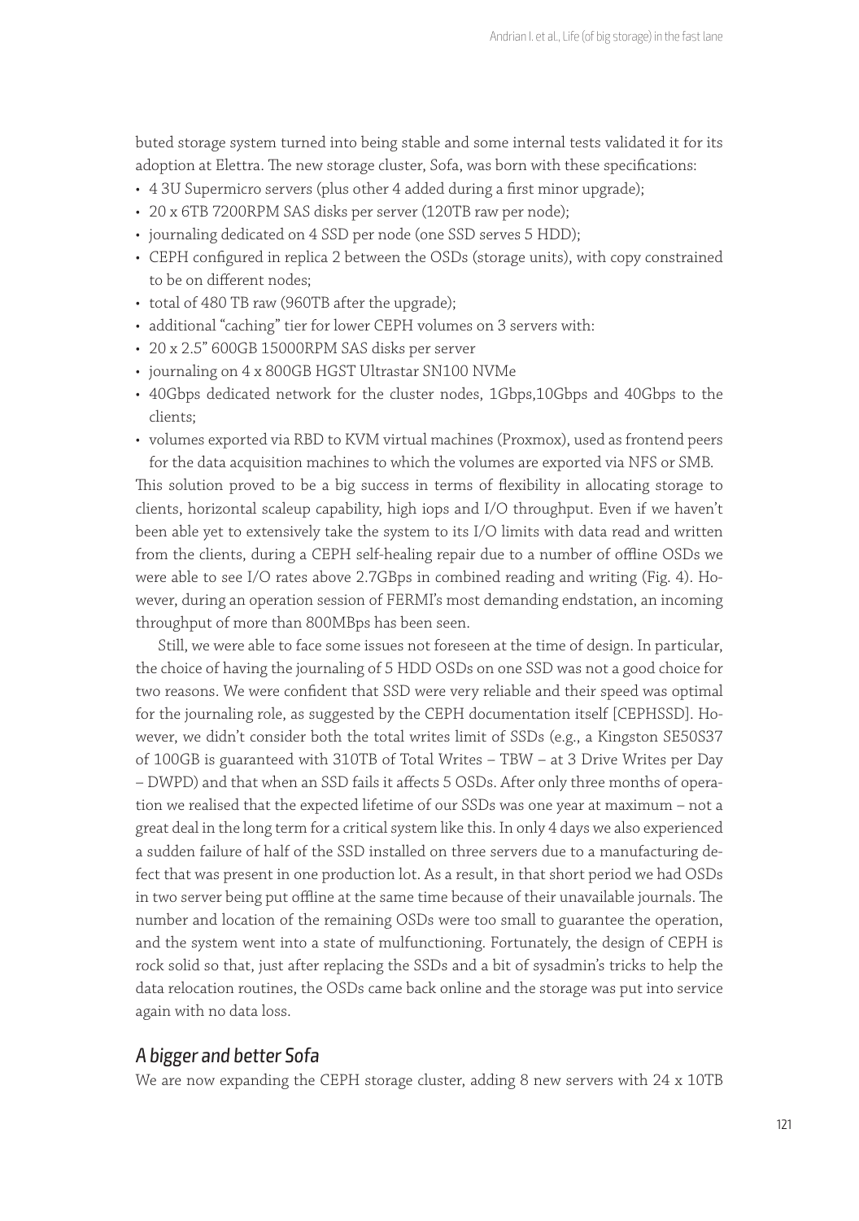buted storage system turned into being stable and some internal tests validated it for its adoption at Elettra. The new storage cluster, Sofa, was born with these specifications:

- 4 3U Supermicro servers (plus other 4 added during a first minor upgrade);
- 20 x 6TB 7200RPM SAS disks per server (120TB raw per node);
- journaling dedicated on 4 SSD per node (one SSD serves 5 HDD);
- CEPH configured in replica 2 between the OSDs (storage units), with copy constrained to be on different nodes;
- total of 480 TB raw (960TB after the upgrade);
- additional "caching" tier for lower CEPH volumes on 3 servers with:
- 20 x 2.5" 600GB 15000RPM SAS disks per server
- journaling on 4 x 800GB HGST Ultrastar SN100 NVMe
- 40Gbps dedicated network for the cluster nodes, 1Gbps,10Gbps and 40Gbps to the clients;
- volumes exported via RBD to KVM virtual machines (Proxmox), used as frontend peers for the data acquisition machines to which the volumes are exported via NFS or SMB.

This solution proved to be a big success in terms of flexibility in allocating storage to clients, horizontal scaleup capability, high iops and I/O throughput. Even if we haven't been able yet to extensively take the system to its I/O limits with data read and written from the clients, during a CEPH self-healing repair due to a number of offline OSDs we were able to see I/O rates above 2.7GBps in combined reading and writing (Fig. 4). However, during an operation session of FERMI's most demanding endstation, an incoming throughput of more than 800MBps has been seen.

Still, we were able to face some issues not foreseen at the time of design. In particular, the choice of having the journaling of 5 HDD OSDs on one SSD was not a good choice for two reasons. We were confident that SSD were very reliable and their speed was optimal for the journaling role, as suggested by the CEPH documentation itself [CEPHSSD]. However, we didn't consider both the total writes limit of SSDs (e.g., a Kingston SE50S37 of 100GB is guaranteed with 310TB of Total Writes – TBW – at 3 Drive Writes per Day – DWPD) and that when an SSD fails it affects 5 OSDs. After only three months of operation we realised that the expected lifetime of our SSDs was one year at maximum – not a great deal in the long term for a critical system like this. In only 4 days we also experienced a sudden failure of half of the SSD installed on three servers due to a manufacturing defect that was present in one production lot. As a result, in that short period we had OSDs in two server being put offline at the same time because of their unavailable journals. The number and location of the remaining OSDs were too small to guarantee the operation, and the system went into a state of mulfunctioning. Fortunately, the design of CEPH is rock solid so that, just after replacing the SSDs and a bit of sysadmin's tricks to help the data relocation routines, the OSDs came back online and the storage was put into service again with no data loss.

## *A bigger and better Sofa*

We are now expanding the CEPH storage cluster, adding 8 new servers with 24 x 10TB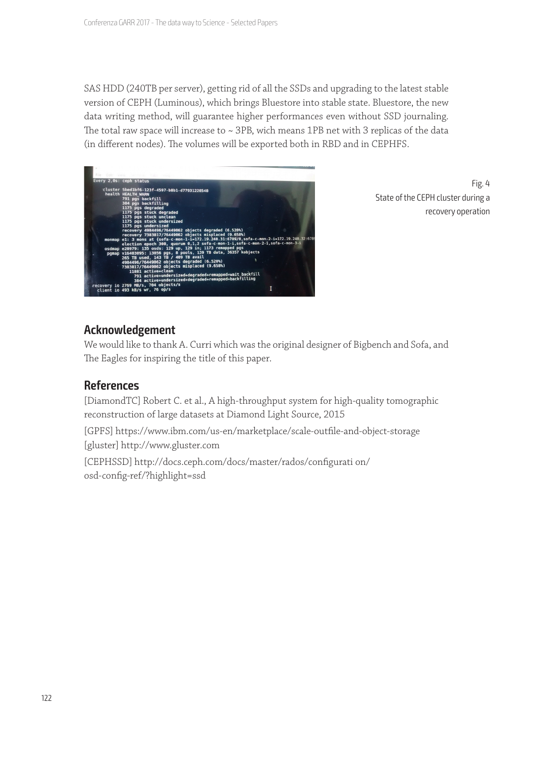SAS HDD (240TB per server), getting rid of all the SSDs and upgrading to the latest stable version of CEPH (Luminous), which brings Bluestore into stable state. Bluestore, the new data writing method, will guarantee higher performances even without SSD journaling. The total raw space will increase to ~ 3PB, wich means 1PB net with 3 replicas of the data (in different nodes). The volumes will be exported both in RBD and in CEPHFS.

Fig. 4
State of the CEPH cluster during a recovery operation

## Acknowledgement

We would like to thank A. Curri which was the original designer of Bigbench and Sofa, and The Eagles for inspiring the title of this paper.

## References

[DiamondTC] Robert C. et al., A high-throughput system for high-quality tomographic reconstruction of large datasets at Diamond Light Source, 2015

[GPFS] https://www.ibm.com/us-en/marketplace/scale-outfile-and-object-storage

[gluster] http://www.gluster.com

[CEPHSSD] http://docs.ceph.com/docs/master/rados/configurati on/osd-config-ref/?highlight=ssd